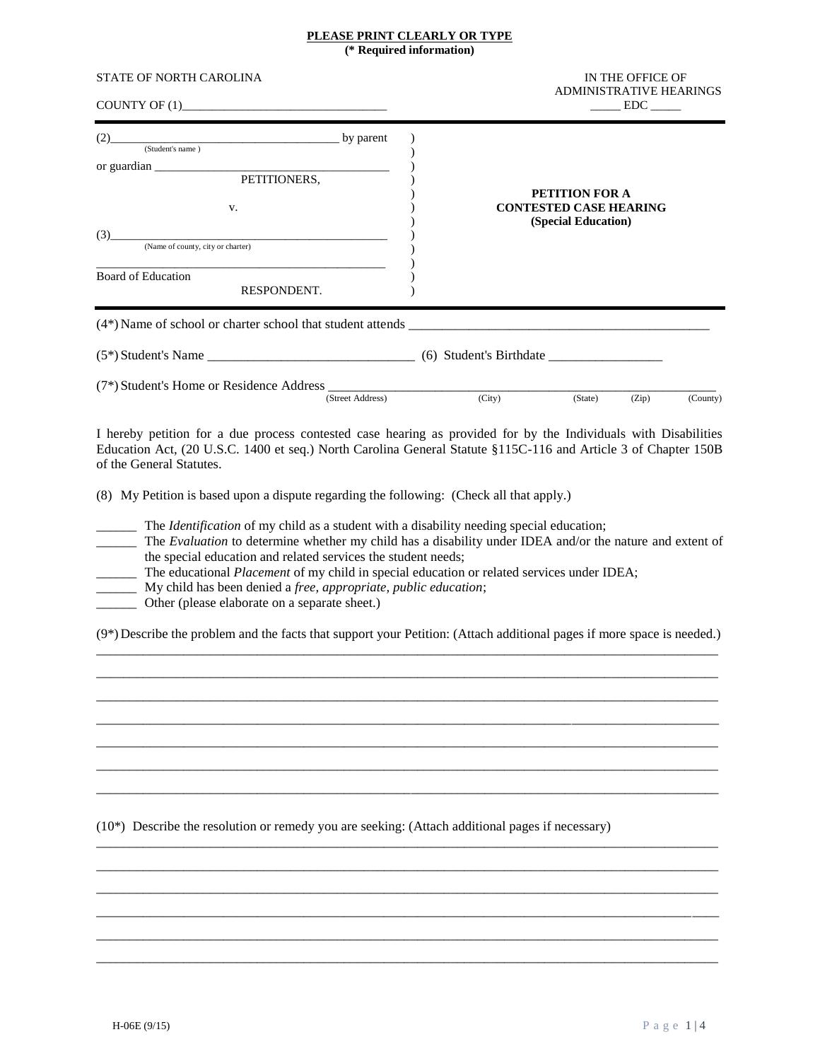**PLEASE PRINT CLEARLY OR TYPE**
**(* Required information)**

STATE OF NORTH CAROLINA

COUNTY OF (1)________________________________

IN THE OFFICE OF ADMINISTRATIVE HEARINGS
_____ EDC _____

(2)____________________________________ by parent
(Student's name)

or guardian ______________________________________
PETITIONERS,

v.

(3)____________________________________________
(Name of county, city or charter)

_______________________________________________
Board of Education
RESPONDENT.

**PETITION FOR A CONTESTED CASE HEARING**
**(Special Education)**

(4*) Name of school or charter school that student attends ____________________________________________

(5*) Student's Name _______________________________ (6) Student's Birthdate _________________

(7*) Student's Home or Residence Address ____________________________________________________________
(Street Address) (City) (State) (Zip) (County)

I hereby petition for a due process contested case hearing as provided for by the Individuals with Disabilities Education Act, (20 U.S.C. 1400 et seq.) North Carolina General Statute §115C-116 and Article 3 of Chapter 150B of the General Statutes.

(8) My Petition is based upon a dispute regarding the following: (Check all that apply.)

______ The *Identification* of my child as a student with a disability needing special education;
______ The *Evaluation* to determine whether my child has a disability under IDEA and/or the nature and extent of the special education and related services the student needs;
______ The educational *Placement* of my child in special education or related services under IDEA;
______ My child has been denied a *free, appropriate, public education*;
______ Other (please elaborate on a separate sheet.)

(9*) Describe the problem and the facts that support your Petition: (Attach additional pages if more space is needed.)

______________________________________________________________________________________________
______________________________________________________________________________________________
______________________________________________________________________________________________
______________________________________________________________________________________________
______________________________________________________________________________________________
______________________________________________________________________________________________
______________________________________________________________________________________________

(10*) Describe the resolution or remedy you are seeking: (Attach additional pages if necessary)

______________________________________________________________________________________________
______________________________________________________________________________________________
______________________________________________________________________________________________
______________________________________________________________________________________________
______________________________________________________________________________________________
______________________________________________________________________________________________

H-06E (9/15)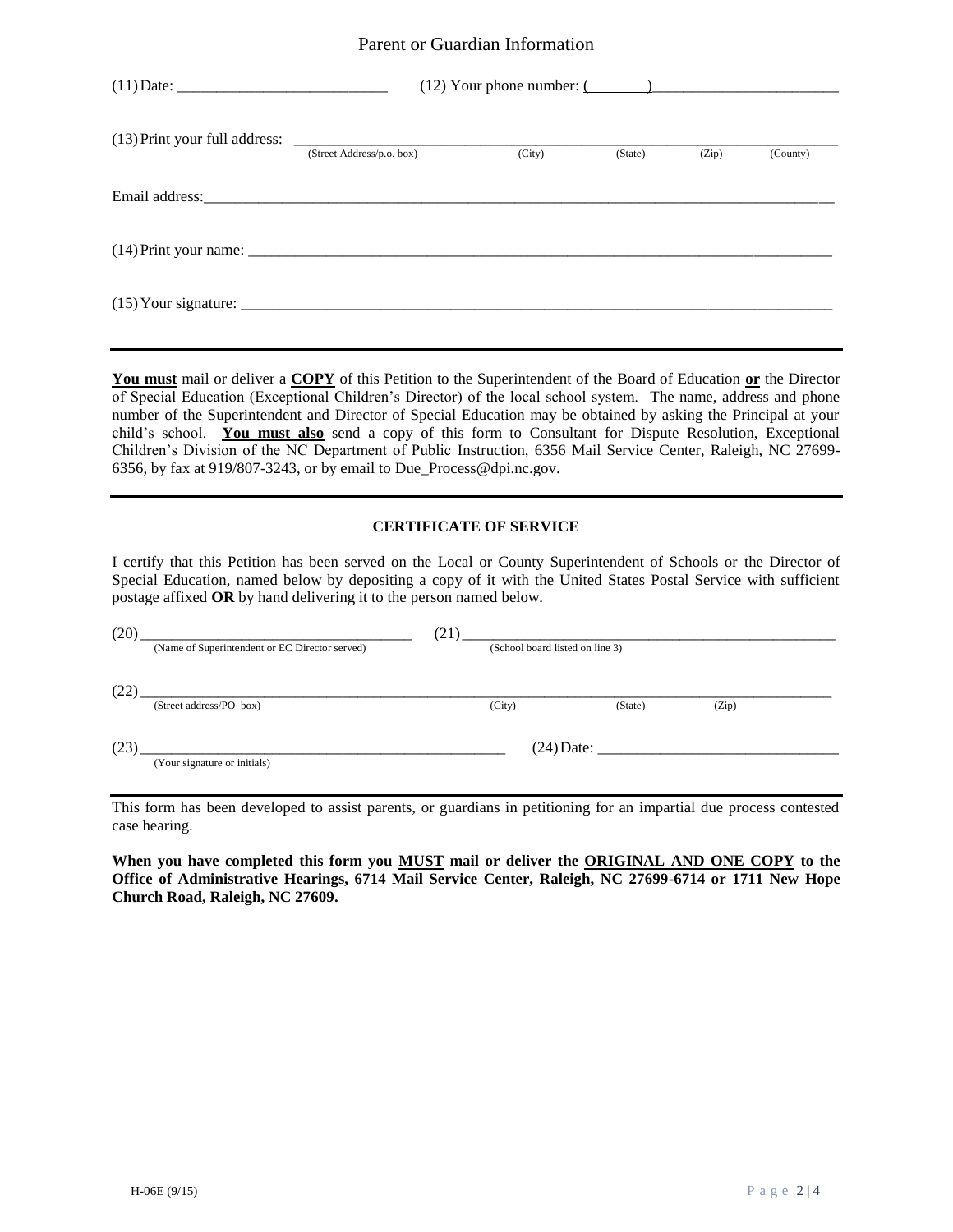## Parent or Guardian Information

(11) Date: ___________________________ (12) Your phone number: (_______)________________________

(13) Print your full address: ________________________________________________________________
(Street Address/p.o. box) (City) (State) (Zip) (County)

Email address: ________________________________________________________________________________

(14) Print your name: ________________________________________________________________________

(15) Your signature: _________________________________________________________________________

---

**You must** mail or deliver a **COPY** of this Petition to the Superintendent of the Board of Education **or** the Director of Special Education (Exceptional Children's Director) of the local school system. The name, address and phone number of the Superintendent and Director of Special Education may be obtained by asking the Principal at your child's school. **You must also** send a copy of this form to Consultant for Dispute Resolution, Exceptional Children's Division of the NC Department of Public Instruction, 6356 Mail Service Center, Raleigh, NC 27699-6356, by fax at 919/807-3243, or by email to Due_Process@dpi.nc.gov.

---

### CERTIFICATE OF SERVICE

I certify that this Petition has been served on the Local or County Superintendent of Schools or the Director of Special Education, named below by depositing a copy of it with the United States Postal Service with sufficient postage affixed **OR** by hand delivering it to the person named below.

(20) ____________________________________ (21) ____________________________________________
(Name of Superintendent or EC Director served) (School board listed on line 3)

(22) ________________________________________________________________________________________
(Street address/PO box) (City) (State) (Zip)

(23) ____________________________________________ (24) Date: _______________________________
(Your signature or initials)

---

This form has been developed to assist parents, or guardians in petitioning for an impartial due process contested case hearing.

**When you have completed this form you MUST mail or deliver the ORIGINAL AND ONE COPY to the Office of Administrative Hearings, 6714 Mail Service Center, Raleigh, NC 27699-6714 or 1711 New Hope Church Road, Raleigh, NC 27609.**

H-06E (9/15)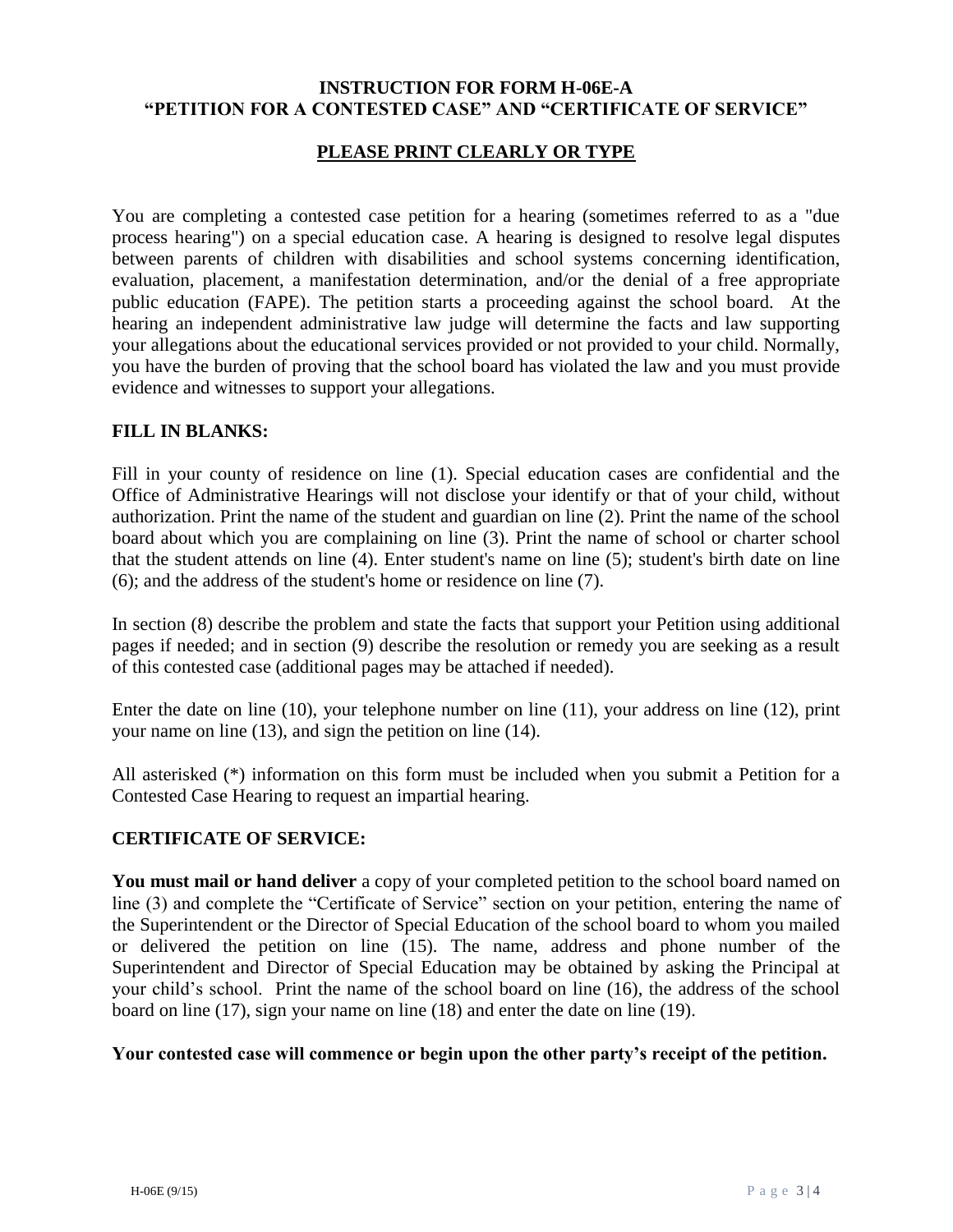# INSTRUCTION FOR FORM H-06E-A
# "PETITION FOR A CONTESTED CASE" AND "CERTIFICATE OF SERVICE"

**PLEASE PRINT CLEARLY OR TYPE**

You are completing a contested case petition for a hearing (sometimes referred to as a "due process hearing") on a special education case. A hearing is designed to resolve legal disputes between parents of children with disabilities and school systems concerning identification, evaluation, placement, a manifestation determination, and/or the denial of a free appropriate public education (FAPE). The petition starts a proceeding against the school board. At the hearing an independent administrative law judge will determine the facts and law supporting your allegations about the educational services provided or not provided to your child. Normally, you have the burden of proving that the school board has violated the law and you must provide evidence and witnesses to support your allegations.

## FILL IN BLANKS:

Fill in your county of residence on line (1). Special education cases are confidential and the Office of Administrative Hearings will not disclose your identify or that of your child, without authorization. Print the name of the student and guardian on line (2). Print the name of the school board about which you are complaining on line (3). Print the name of school or charter school that the student attends on line (4). Enter student's name on line (5); student's birth date on line (6); and the address of the student's home or residence on line (7).

In section (8) describe the problem and state the facts that support your Petition using additional pages if needed; and in section (9) describe the resolution or remedy you are seeking as a result of this contested case (additional pages may be attached if needed).

Enter the date on line (10), your telephone number on line (11), your address on line (12), print your name on line (13), and sign the petition on line (14).

All asterisked (*) information on this form must be included when you submit a Petition for a Contested Case Hearing to request an impartial hearing.

## CERTIFICATE OF SERVICE:

**You must mail or hand deliver** a copy of your completed petition to the school board named on line (3) and complete the "Certificate of Service" section on your petition, entering the name of the Superintendent or the Director of Special Education of the school board to whom you mailed or delivered the petition on line (15). The name, address and phone number of the Superintendent and Director of Special Education may be obtained by asking the Principal at your child's school. Print the name of the school board on line (16), the address of the school board on line (17), sign your name on line (18) and enter the date on line (19).

**Your contested case will commence or begin upon the other party's receipt of the petition.**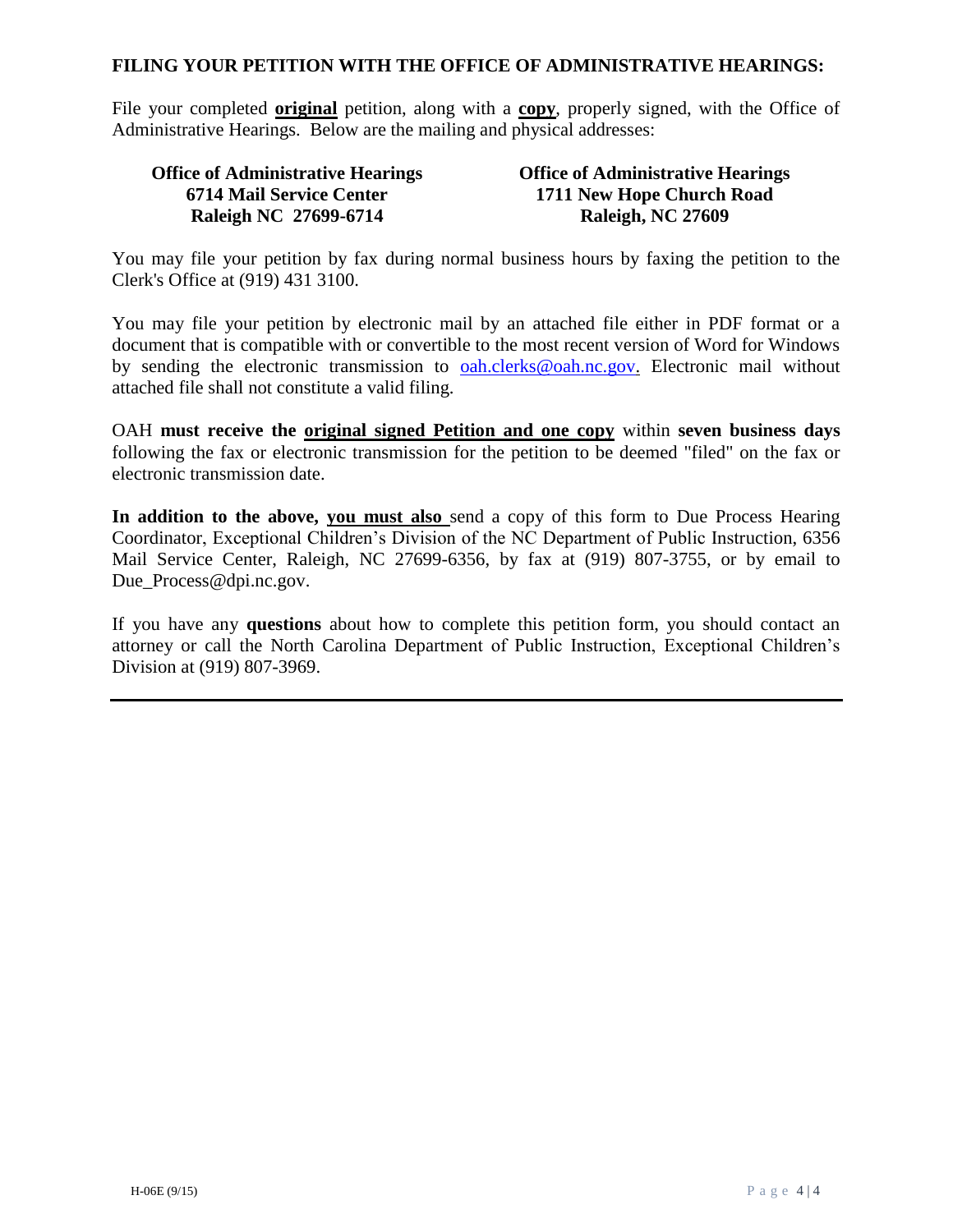## FILING YOUR PETITION WITH THE OFFICE OF ADMINISTRATIVE HEARINGS:

File your completed **original** petition, along with a **copy**, properly signed, with the Office of Administrative Hearings. Below are the mailing and physical addresses:

**Office of Administrative Hearings**
**6714 Mail Service Center**
**Raleigh NC 27699-6714**

**Office of Administrative Hearings**
**1711 New Hope Church Road**
**Raleigh, NC 27609**

You may file your petition by fax during normal business hours by faxing the petition to the Clerk's Office at (919) 431 3100.

You may file your petition by electronic mail by an attached file either in PDF format or a document that is compatible with or convertible to the most recent version of Word for Windows by sending the electronic transmission to oah.clerks@oah.nc.gov. Electronic mail without attached file shall not constitute a valid filing.

OAH **must receive the original signed Petition and one copy** within **seven business days** following the fax or electronic transmission for the petition to be deemed "filed" on the fax or electronic transmission date.

**In addition to the above, you must also** send a copy of this form to Due Process Hearing Coordinator, Exceptional Children's Division of the NC Department of Public Instruction, 6356 Mail Service Center, Raleigh, NC 27699-6356, by fax at (919) 807-3755, or by email to Due_Process@dpi.nc.gov.

If you have any **questions** about how to complete this petition form, you should contact an attorney or call the North Carolina Department of Public Instruction, Exceptional Children's Division at (919) 807-3969.

H-06E (9/15)